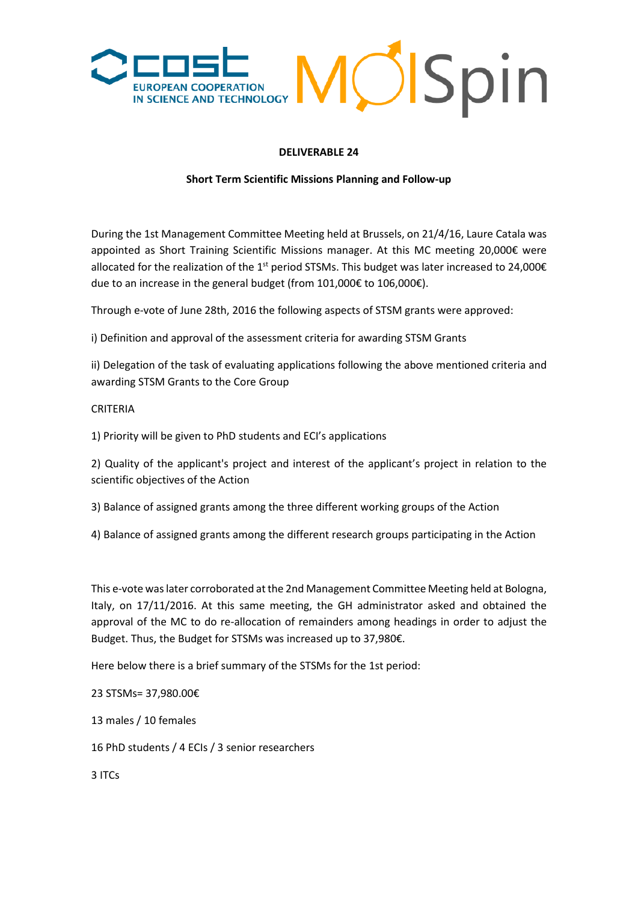**DELIVERABLE 24**

**Short Term Scientific Missions Planning and Follow-up**

During the 1st Management Committee Meeting held at Brussels, on 21/4/16, Laure Catala was appointed as Short Training Scientific Missions manager. At this MC meeting 20,000€ were allocated for the realization of the 1st period STSMs. This budget was later increased to 24,000€ due to an increase in the general budget (from 101,000€ to 106,000€).

Through e-vote of June 28th, 2016 the following aspects of STSM grants were approved:

i) Definition and approval of the assessment criteria for awarding STSM Grants

ii) Delegation of the task of evaluating applications following the above mentioned criteria and awarding STSM Grants to the Core Group

CRITERIA

1) Priority will be given to PhD students and ECI's applications

2) Quality of the applicant's project and interest of the applicant's project in relation to the scientific objectives of the Action

3) Balance of assigned grants among the three different working groups of the Action

4) Balance of assigned grants among the different research groups participating in the Action

This e-vote was later corroborated at the 2nd Management Committee Meeting held at Bologna, Italy, on 17/11/2016. At this same meeting, the GH administrator asked and obtained the approval of the MC to do re-allocation of remainders among headings in order to adjust the Budget. Thus, the Budget for STSMs was increased up to 37,980€.

Here below there is a brief summary of the STSMs for the 1st period:

23 STSMs= 37,980.00€

13 males / 10 females

16 PhD students / 4 ECIs / 3 senior researchers

3 ITCs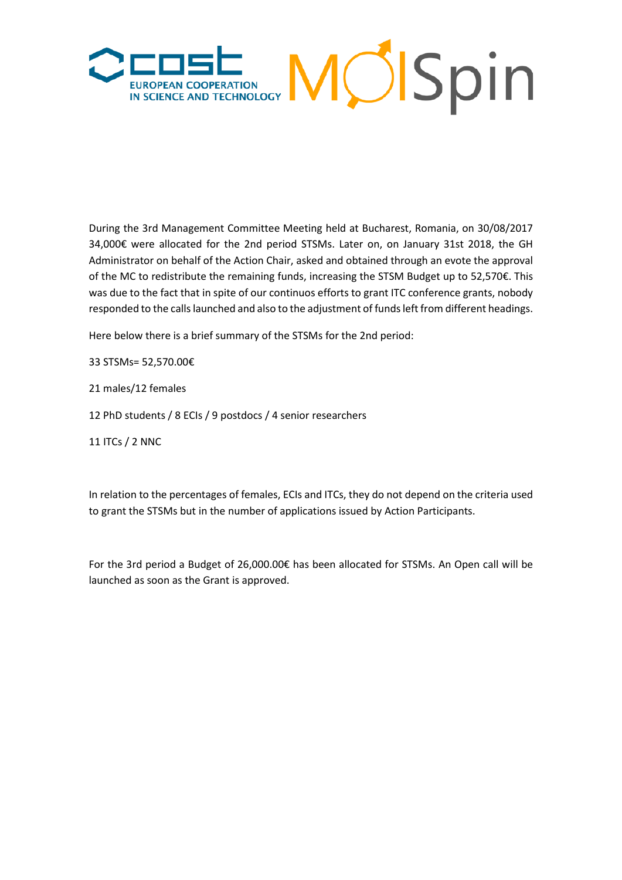During the 3rd Management Committee Meeting held at Bucharest, Romania, on 30/08/2017 34,000€ were allocated for the 2nd period STSMs. Later on, on January 31st 2018, the GH Administrator on behalf of the Action Chair, asked and obtained through an evote the approval of the MC to redistribute the remaining funds, increasing the STSM Budget up to 52,570€. This was due to the fact that in spite of our continuos efforts to grant ITC conference grants, nobody responded to the calls launched and also to the adjustment of funds left from different headings.

Here below there is a brief summary of the STSMs for the 2nd period:

33 STSMs= 52,570.00€

21 males/12 females

12 PhD students / 8 ECIs / 9 postdocs / 4 senior researchers

11 ITCs / 2 NNC

In relation to the percentages of females, ECIs and ITCs, they do not depend on the criteria used to grant the STSMs but in the number of applications issued by Action Participants.

For the 3rd period a Budget of 26,000.00€ has been allocated for STSMs. An Open call will be launched as soon as the Grant is approved.